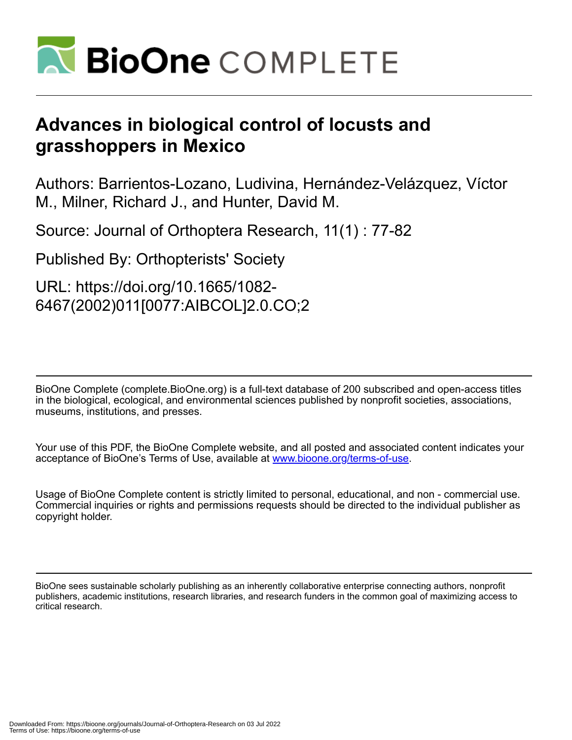# Advances in biological control of locusts and grasshoppers in Mexico

Authors: Barrientos-Lozano, Ludivina, Hernández-Velázquez, Víctor M., Milner, Richard J., and Hunter, David M.

Source: Journal of Orthoptera Research, 11(1) : 77-82

Published By: Orthopterists' Society

URL: https://doi.org/10.1665/1082-6467(2002)011[0077:AIBCOL]2.0.CO;2

---

BioOne Complete (complete.BioOne.org) is a full-text database of 200 subscribed and open-access titles in the biological, ecological, and environmental sciences published by nonprofit societies, associations, museums, institutions, and presses.

Your use of this PDF, the BioOne Complete website, and all posted and associated content indicates your acceptance of BioOne's Terms of Use, available at www.bioone.org/terms-of-use.

Usage of BioOne Complete content is strictly limited to personal, educational, and non - commercial use. Commercial inquiries or rights and permissions requests should be directed to the individual publisher as copyright holder.

---

BioOne sees sustainable scholarly publishing as an inherently collaborative enterprise connecting authors, nonprofit publishers, academic institutions, research libraries, and research funders in the common goal of maximizing access to critical research.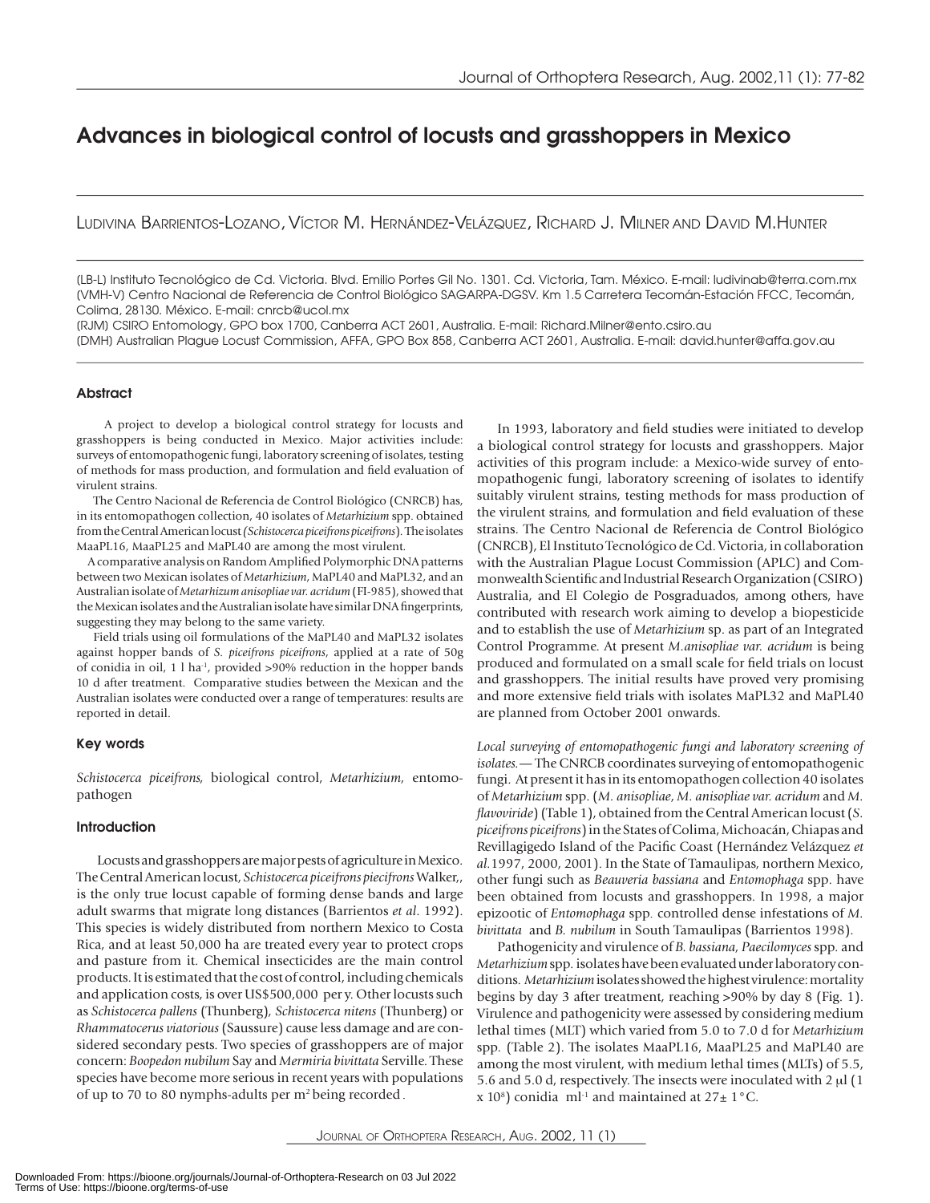# Advances in biological control of locusts and grasshoppers in Mexico

LUDIVINA BARRIENTOS-LOZANO, VÍCTOR M. HERNÁNDEZ-VELÁZQUEZ, RICHARD J. MILNER AND DAVID M.HUNTER

(LB-L) Instituto Tecnológico de Cd. Victoria. Blvd. Emilio Portes Gil No. 1301. Cd. Victoria, Tam. México. E-mail: ludivinab@terra.com.mx
(VMH-V) Centro Nacional de Referencia de Control Biológico SAGARPA-DGSV. Km 1.5 Carretera Tecomán-Estación FFCC, Tecomán, Colima, 28130. México. E-mail: cnrcb@ucol.mx
(RJM) CSIRO Entomology, GPO box 1700, Canberra ACT 2601, Australia. E-mail: Richard.Milner@ento.csiro.au
(DMH) Australian Plague Locust Commission, AFFA, GPO Box 858, Canberra ACT 2601, Australia. E-mail: david.hunter@affa.gov.au

## Abstract

A project to develop a biological control strategy for locusts and grasshoppers is being conducted in Mexico. Major activities include: surveys of entomopathogenic fungi, laboratory screening of isolates, testing of methods for mass production, and formulation and field evaluation of virulent strains.

The Centro Nacional de Referencia de Control Biológico (CNRCB) has, in its entomopathogen collection, 40 isolates of *Metarhizium* spp. obtained from the Central American locust *(Schistocerca piceifrons piceifrons)*. The isolates MaaPL16, MaaPL25 and MaPL40 are among the most virulent.

A comparative analysis on Random Amplified Polymorphic DNA patterns between two Mexican isolates of *Metarhizium*, MaPL40 and MaPL32, and an Australian isolate of *Metarhizum anisopliae var. acridum* (FI-985), showed that the Mexican isolates and the Australian isolate have similar DNA fingerprints, suggesting they may belong to the same variety.

Field trials using oil formulations of the MaPL40 and MaPL32 isolates against hopper bands of *S. piceifrons piceifrons*, applied at a rate of 50g of conidia in oil, 1 l ha$^{-1}$, provided >90% reduction in the hopper bands 10 d after treatment. Comparative studies between the Mexican and the Australian isolates were conducted over a range of temperatures: results are reported in detail.

## Key words

*Schistocerca piceifrons,* biological control, *Metarhizium,* entomopathogen

## Introduction

Locusts and grasshoppers are major pests of agriculture in Mexico. The Central American locust, *Schistocerca piceifrons piecifrons* Walker,, is the only true locust capable of forming dense bands and large adult swarms that migrate long distances (Barrientos *et al*. 1992). This species is widely distributed from northern Mexico to Costa Rica, and at least 50,000 ha are treated every year to protect crops and pasture from it. Chemical insecticides are the main control products. It is estimated that the cost of control, including chemicals and application costs, is over US$500,000 per y. Other locusts such as *Schistocerca pallens* (Thunberg), *Schistocerca nitens* (Thunberg) or *Rhammatocerus viatorious* (Saussure) cause less damage and are considered secondary pests. Two species of grasshoppers are of major concern: *Boopedon nubilum* Say and *Mermiria bivittata* Serville. These species have become more serious in recent years with populations of up to 70 to 80 nymphs-adults per m$^2$ being recorded .

In 1993, laboratory and field studies were initiated to develop a biological control strategy for locusts and grasshoppers. Major activities of this program include: a Mexico-wide survey of entomopathogenic fungi, laboratory screening of isolates to identify suitably virulent strains, testing methods for mass production of the virulent strains, and formulation and field evaluation of these strains. The Centro Nacional de Referencia de Control Biológico (CNRCB), El Instituto Tecnológico de Cd. Victoria, in collaboration with the Australian Plague Locust Commission (APLC) and Commonwealth Scientific and Industrial Research Organization (CSIRO) Australia, and El Colegio de Posgraduados, among others, have contributed with research work aiming to develop a biopesticide and to establish the use of *Metarhizium* sp. as part of an Integrated Control Programme. At present *M.anisopliae var. acridum* is being produced and formulated on a small scale for field trials on locust and grasshoppers. The initial results have proved very promising and more extensive field trials with isolates MaPL32 and MaPL40 are planned from October 2001 onwards.

*Local surveying of entomopathogenic fungi and laboratory screening of isolates.*— The CNRCB coordinates surveying of entomopathogenic fungi. At present it has in its entomopathogen collection 40 isolates of *Metarhizium* spp. (*M. anisopliae*, *M. anisopliae var. acridum* and *M. flavoviride*) (Table 1), obtained from the Central American locust (*S. piceifrons piceifrons*) in the States of Colima, Michoacán, Chiapas and Revillagigedo Island of the Pacific Coast (Hernández Velázquez *et al.* 1997, 2000, 2001). In the State of Tamaulipas, northern Mexico, other fungi such as *Beauveria bassiana* and *Entomophaga* spp. have been obtained from locusts and grasshoppers. In 1998, a major epizootic of *Entomophaga* spp. controlled dense infestations of *M. bivittata* and *B. nubilum* in South Tamaulipas (Barrientos 1998).

Pathogenicity and virulence of *B. bassiana, Paecilomyces* spp. and *Metarhizium* spp. isolates have been evaluated under laboratory conditions. *Metarhizium* isolates showed the highest virulence: mortality begins by day 3 after treatment, reaching >90% by day 8 (Fig. 1). Virulence and pathogenicity were assessed by considering medium lethal times (MLT) which varied from 5.0 to 7.0 d for *Metarhizium* spp. (Table 2). The isolates MaaPL16, MaaPL25 and MaPL40 are among the most virulent, with medium lethal times (MLTs) of 5.5, 5.6 and 5.0 d, respectively. The insects were inoculated with 2 μl (1 x 10$^8$) conidia ml$^{-1}$ and maintained at 27± 1°C.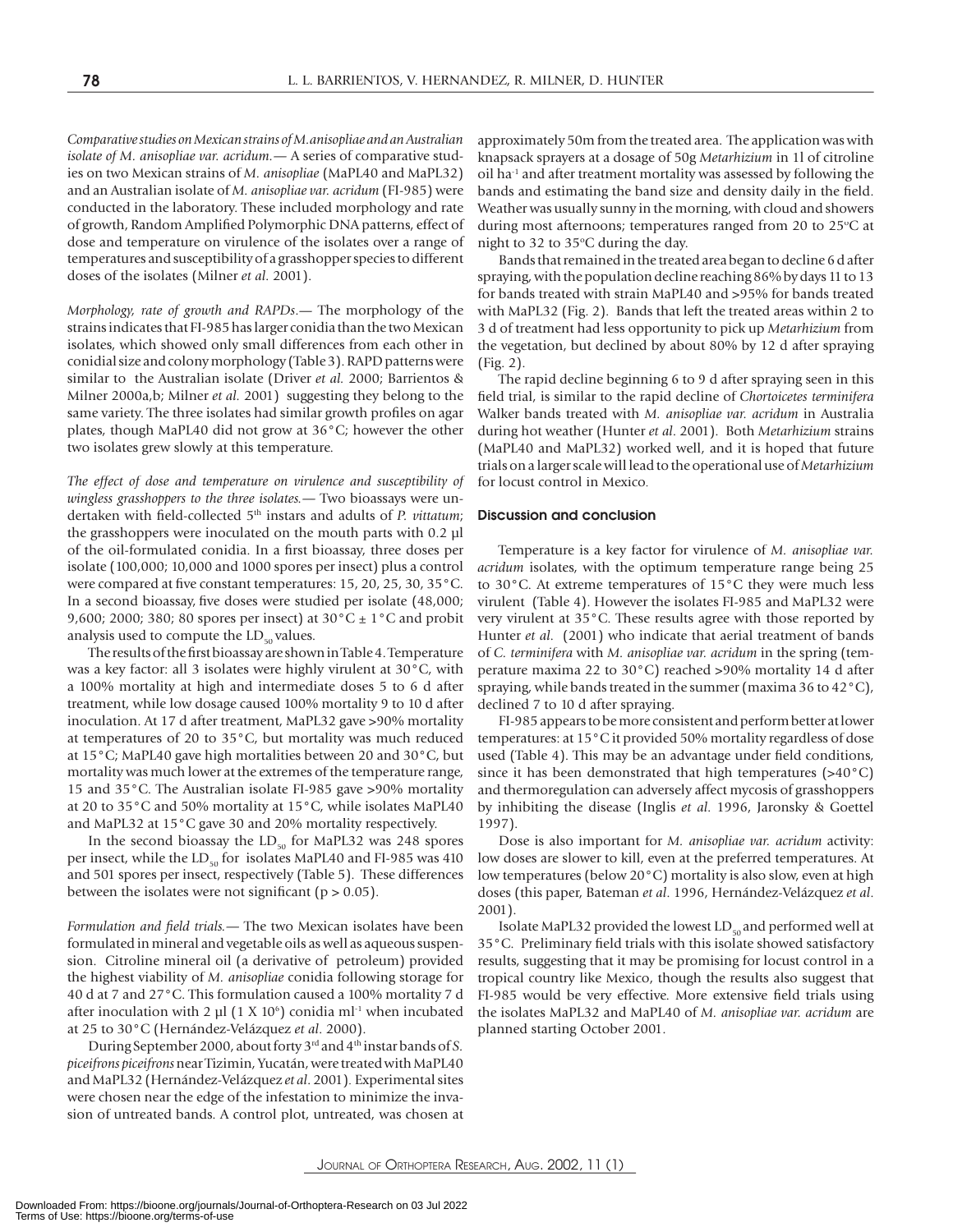*Comparative studies on Mexican strains of M. anisopliae and an Australian isolate of M. anisopliae var. acridum.*— A series of comparative studies on two Mexican strains of *M. anisopliae* (MaPL40 and MaPL32) and an Australian isolate of *M. anisopliae var. acridum* (FI-985) were conducted in the laboratory. These included morphology and rate of growth, Random Amplified Polymorphic DNA patterns, effect of dose and temperature on virulence of the isolates over a range of temperatures and susceptibility of a grasshopper species to different doses of the isolates (Milner *et al.* 2001).

*Morphology, rate of growth and RAPDs.*— The morphology of the strains indicates that FI-985 has larger conidia than the two Mexican isolates, which showed only small differences from each other in conidial size and colony morphology (Table 3). RAPD patterns were similar to the Australian isolate (Driver *et al.* 2000; Barrientos & Milner 2000a,b; Milner *et al.* 2001) suggesting they belong to the same variety. The three isolates had similar growth profiles on agar plates, though MaPL40 did not grow at 36°C; however the other two isolates grew slowly at this temperature.

*The effect of dose and temperature on virulence and susceptibility of wingless grasshoppers to the three isolates.*— Two bioassays were undertaken with field-collected 5th instars and adults of *P. vittatum*; the grasshoppers were inoculated on the mouth parts with 0.2 µl of the oil-formulated conidia. In a first bioassay, three doses per isolate (100,000; 10,000 and 1000 spores per insect) plus a control were compared at five constant temperatures: 15, 20, 25, 30, 35°C. In a second bioassay, five doses were studied per isolate (48,000; 9,600; 2000; 380; 80 spores per insect) at 30°C ± 1°C and probit analysis used to compute the $LD_{50}$ values.

The results of the first bioassay are shown in Table 4. Temperature was a key factor: all 3 isolates were highly virulent at 30°C, with a 100% mortality at high and intermediate doses 5 to 6 d after treatment, while low dosage caused 100% mortality 9 to 10 d after inoculation. At 17 d after treatment, MaPL32 gave >90% mortality at temperatures of 20 to 35°C, but mortality was much reduced at 15°C; MaPL40 gave high mortalities between 20 and 30°C, but mortality was much lower at the extremes of the temperature range, 15 and 35°C. The Australian isolate FI-985 gave >90% mortality at 20 to 35°C and 50% mortality at 15°C, while isolates MaPL40 and MaPL32 at 15°C gave 30 and 20% mortality respectively.

In the second bioassay the $LD_{50}$ for MaPL32 was 248 spores per insect, while the $LD_{50}$ for isolates MaPL40 and FI-985 was 410 and 501 spores per insect, respectively (Table 5). These differences between the isolates were not significant ($p > 0.05$).

*Formulation and field trials.*— The two Mexican isolates have been formulated in mineral and vegetable oils as well as aqueous suspension. Citroline mineral oil (a derivative of petroleum) provided the highest viability of *M. anisopliae* conidia following storage for 40 d at 7 and 27°C. This formulation caused a 100% mortality 7 d after inoculation with 2 µl ($1 \times 10^6$) conidia $ml^{-1}$ when incubated at 25 to 30°C (Hernández-Velázquez *et al.* 2000).

During September 2000, about forty 3rd and 4th instar bands of *S. piceifrons piceifrons* near Tizimin, Yucatán, were treated with MaPL40 and MaPL32 (Hernández-Velázquez *et al.* 2001). Experimental sites were chosen near the edge of the infestation to minimize the invasion of untreated bands. A control plot, untreated, was chosen at approximately 50m from the treated area. The application was with knapsack sprayers at a dosage of 50g *Metarhizium* in 1l of citroline oil $ha^{-1}$ and after treatment mortality was assessed by following the bands and estimating the band size and density daily in the field. Weather was usually sunny in the morning, with cloud and showers during most afternoons; temperatures ranged from 20 to 25°C at night to 32 to 35°C during the day.

Bands that remained in the treated area began to decline 6 d after spraying, with the population decline reaching 86% by days 11 to 13 for bands treated with strain MaPL40 and >95% for bands treated with MaPL32 (Fig. 2). Bands that left the treated areas within 2 to 3 d of treatment had less opportunity to pick up *Metarhizium* from the vegetation, but declined by about 80% by 12 d after spraying (Fig. 2).

The rapid decline beginning 6 to 9 d after spraying seen in this field trial, is similar to the rapid decline of *Chortoicetes terminifera* Walker bands treated with *M. anisopliae var. acridum* in Australia during hot weather (Hunter *et al.* 2001). Both *Metarhizium* strains (MaPL40 and MaPL32) worked well, and it is hoped that future trials on a larger scale will lead to the operational use of *Metarhizium* for locust control in Mexico.

## Discussion and conclusion

Temperature is a key factor for virulence of *M. anisopliae var. acridum* isolates, with the optimum temperature range being 25 to 30°C. At extreme temperatures of 15°C they were much less virulent (Table 4). However the isolates FI-985 and MaPL32 were very virulent at 35°C. These results agree with those reported by Hunter *et al.* (2001) who indicate that aerial treatment of bands of *C. terminifera* with *M. anisopliae var. acridum* in the spring (temperature maxima 22 to 30°C) reached >90% mortality 14 d after spraying, while bands treated in the summer (maxima 36 to 42°C), declined 7 to 10 d after spraying.

FI-985 appears to be more consistent and perform better at lower temperatures: at 15°C it provided 50% mortality regardless of dose used (Table 4). This may be an advantage under field conditions, since it has been demonstrated that high temperatures (>40°C) and thermoregulation can adversely affect mycosis of grasshoppers by inhibiting the disease (Inglis *et al.* 1996, Jaronsky & Goettel 1997).

Dose is also important for *M. anisopliae var. acridum* activity: low doses are slower to kill, even at the preferred temperatures. At low temperatures (below 20°C) mortality is also slow, even at high doses (this paper, Bateman *et al.* 1996, Hernández-Velázquez *et al.* 2001).

Isolate MaPL32 provided the lowest $LD_{50}$ and performed well at 35°C. Preliminary field trials with this isolate showed satisfactory results, suggesting that it may be promising for locust control in a tropical country like Mexico, though the results also suggest that FI-985 would be very effective. More extensive field trials using the isolates MaPL32 and MaPL40 of *M. anisopliae var. acridum* are planned starting October 2001.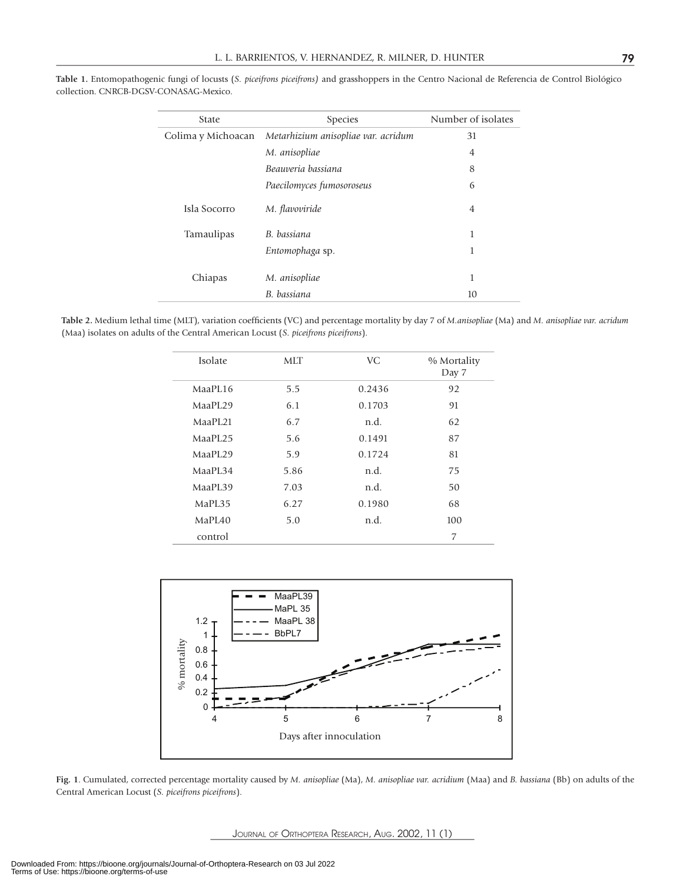**Table 1.** Entomopathogenic fungi of locusts (*S. piceifrons piceifrons)* and grasshoppers in the Centro Nacional de Referencia de Control Biológico collection. CNRCB-DGSV-CONASAG-Mexico.

| State | Species | Number of isolates |
|---|---|---|
| Colima y Michoacan | *Metarhizium anisopliae var. acridum* | 31 |
| | *M. anisopliae* | 4 |
| | *Beauveria bassiana* | 8 |
| | *Paecilomyces fumosoroseus* | 6 |
| Isla Socorro | *M. flavoviride* | 4 |
| Tamaulipas | *B. bassiana* | 1 |
| | *Entomophaga* sp. | 1 |
| Chiapas | *M. anisopliae* | 1 |
| | *B. bassiana* | 10 |

**Table 2.** Medium lethal time (MLT), variation coefficients (VC) and percentage mortality by day 7 of *M.anisopliae* (Ma) and *M. anisopliae var. acridum* (Maa) isolates on adults of the Central American Locust (*S. piceifrons piceifrons*).

| Isolate | MLT | VC | % Mortality Day 7 |
|---|---|---|---|
| MaaPL16 | 5.5 | 0.2436 | 92 |
| MaaPL29 | 6.1 | 0.1703 | 91 |
| MaaPL21 | 6.7 | n.d. | 62 |
| MaaPL25 | 5.6 | 0.1491 | 87 |
| MaaPL29 | 5.9 | 0.1724 | 81 |
| MaaPL34 | 5.86 | n.d. | 75 |
| MaaPL39 | 7.03 | n.d. | 50 |
| MaPL35 | 6.27 | 0.1980 | 68 |
| MaPL40 | 5.0 | n.d. | 100 |
| control | | | 7 |

**Fig. 1**. Cumulated, corrected percentage mortality caused by *M. anisopliae* (Ma), *M. anisopliae var. acridium* (Maa) and *B. bassiana* (Bb) on adults of the Central American Locust (*S. piceifrons piceifrons*).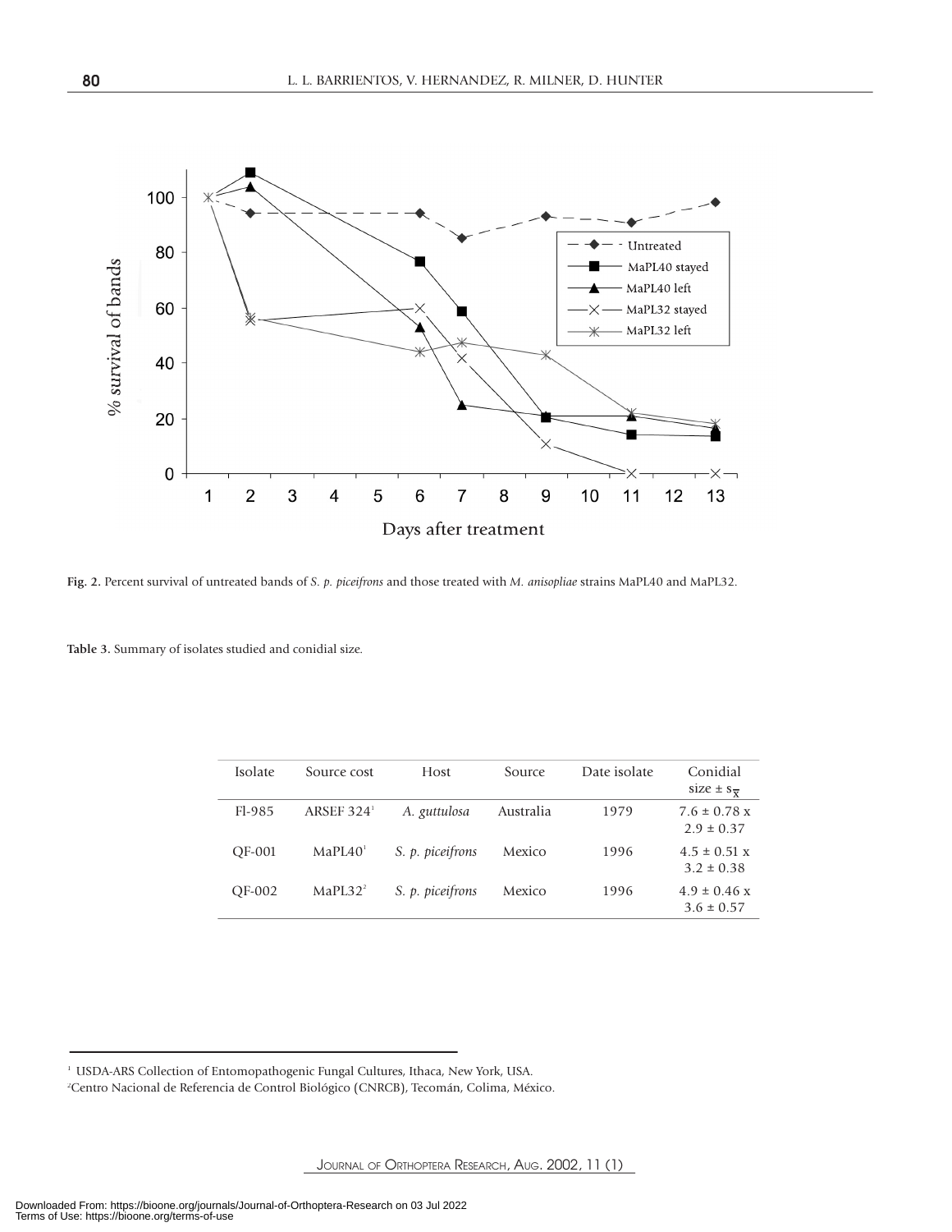**Fig. 2.** Percent survival of untreated bands of *S. p. piceifrons* and those treated with *M. anisopliae* strains MaPL40 and MaPL32.

**Table 3.** Summary of isolates studied and conidial size.

| Isolate | Source cost | Host | Source | Date isolate | Conidial size ± $s_{\overline{x}}$ |
|---|---|---|---|---|---|
| Fl-985 | ARSEF 324[1] | *A. guttulosa* | Australia | 1979 | 7.6 ± 0.78 x 2.9 ± 0.37 |
| QF-001 | MaPL40[1] | *S. p. piceifrons* | Mexico | 1996 | 4.5 ± 0.51 x 3.2 ± 0.38 |
| QF-002 | MaPL32[2] | *S. p. piceifrons* | Mexico | 1996 | 4.9 ± 0.46 x 3.6 ± 0.57 |

[1] USDA-ARS Collection of Entomopathogenic Fungal Cultures, Ithaca, New York, USA.

[2] Centro Nacional de Referencia de Control Biológico (CNRCB), Tecomán, Colima, México.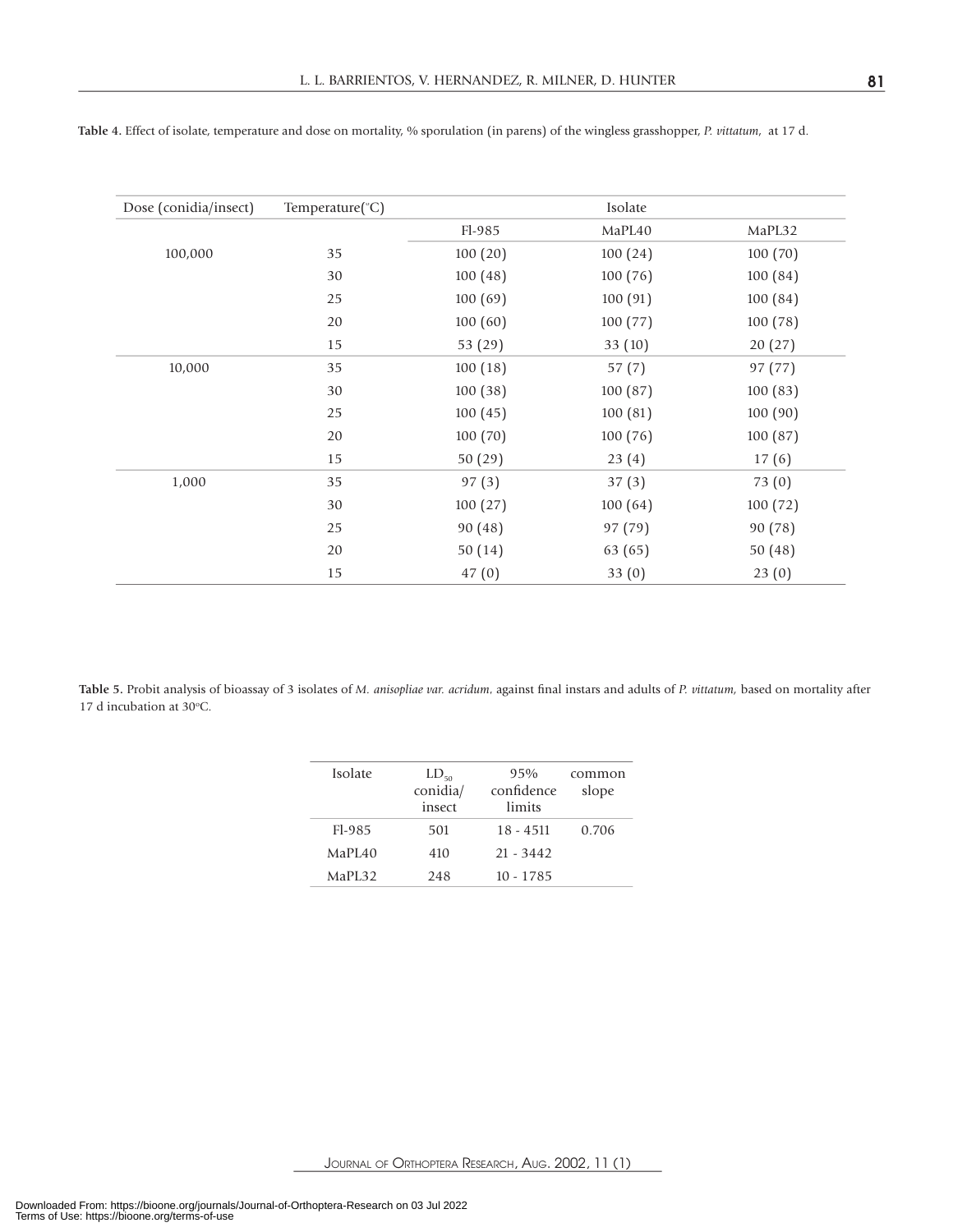**Table 4.** Effect of isolate, temperature and dose on mortality, % sporulation (in parens) of the wingless grasshopper, *P. vittatum*, at 17 d.

| Dose (conidia/insect) | Temperature(°C) | Isolate | | |
|---|---|---|---|---|
| | | Fl-985 | MaPL40 | MaPL32 |
| 100,000 | 35 | 100 (20) | 100 (24) | 100 (70) |
| | 30 | 100 (48) | 100 (76) | 100 (84) |
| | 25 | 100 (69) | 100 (91) | 100 (84) |
| | 20 | 100 (60) | 100 (77) | 100 (78) |
| | 15 | 53 (29) | 33 (10) | 20 (27) |
| 10,000 | 35 | 100 (18) | 57 (7) | 97 (77) |
| | 30 | 100 (38) | 100 (87) | 100 (83) |
| | 25 | 100 (45) | 100 (81) | 100 (90) |
| | 20 | 100 (70) | 100 (76) | 100 (87) |
| | 15 | 50 (29) | 23 (4) | 17 (6) |
| 1,000 | 35 | 97 (3) | 37 (3) | 73 (0) |
| | 30 | 100 (27) | 100 (64) | 100 (72) |
| | 25 | 90 (48) | 97 (79) | 90 (78) |
| | 20 | 50 (14) | 63 (65) | 50 (48) |
| | 15 | 47 (0) | 33 (0) | 23 (0) |

**Table 5.** Probit analysis of bioassay of 3 isolates of *M. anisopliae var. acridum*, against final instars and adults of *P. vittatum*, based on mortality after 17 d incubation at 30°C.

| Isolate | $LD_{50}$ conidia/ insect | 95% confidence limits | common slope |
|---|---|---|---|
| Fl-985 | 501 | 18 - 4511 | 0.706 |
| MaPL40 | 410 | 21 - 3442 | |
| MaPL32 | 248 | 10 - 1785 | |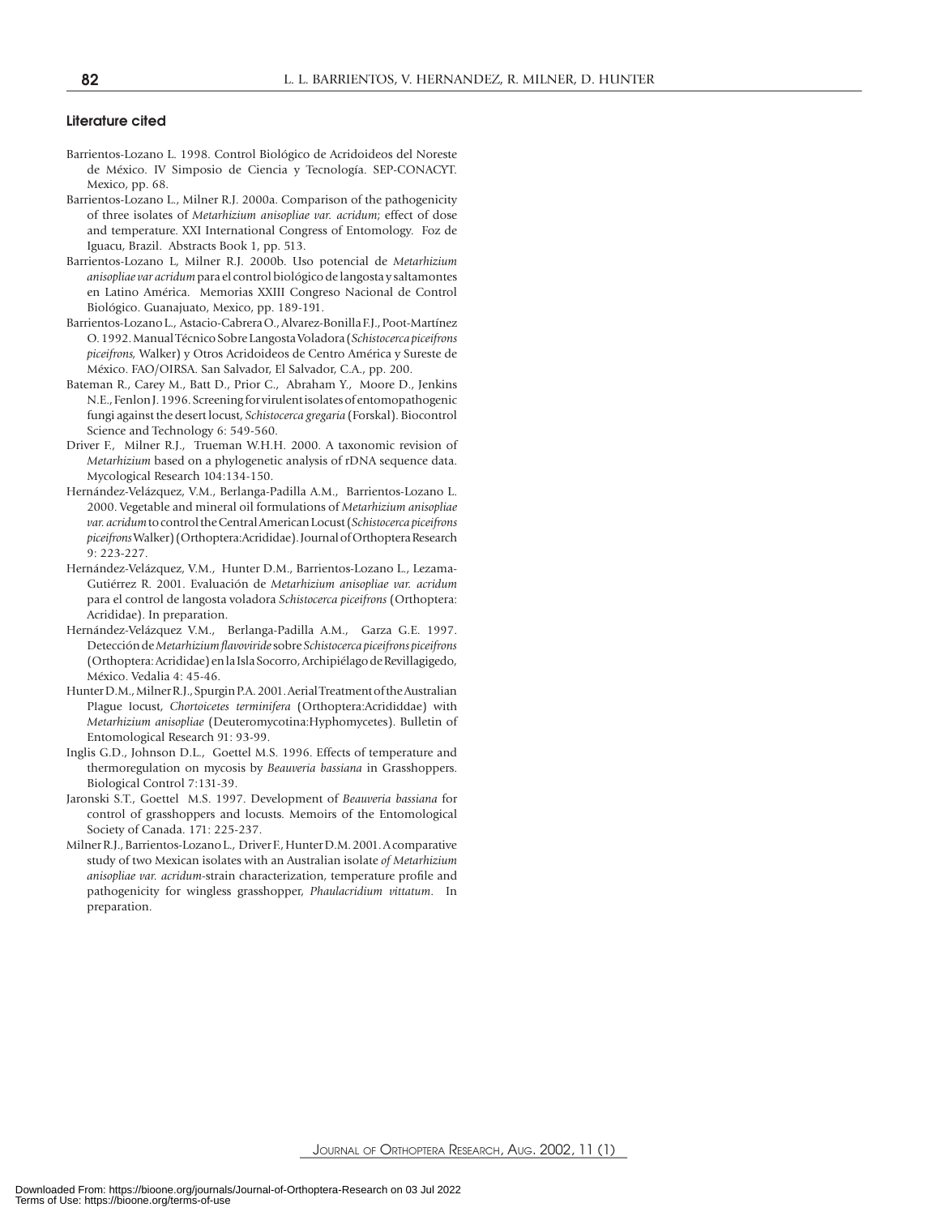## Literature cited

Barrientos-Lozano L. 1998. Control Biológico de Acridoideos del Noreste de México. IV Simposio de Ciencia y Tecnología. SEP-CONACYT. Mexico, pp. 68.

Barrientos-Lozano L., Milner R.J. 2000a. Comparison of the pathogenicity of three isolates of *Metarhizium anisopliae var. acridum*; effect of dose and temperature. XXI International Congress of Entomology. Foz de Iguacu, Brazil. Abstracts Book 1, pp. 513.

Barrientos-Lozano L, Milner R.J. 2000b. Uso potencial de *Metarhizium anisopliae var acridum* para el control biológico de langosta y saltamontes en Latino América. Memorias XXIII Congreso Nacional de Control Biológico. Guanajuato, Mexico, pp. 189-191.

Barrientos-Lozano L., Astacio-Cabrera O., Alvarez-Bonilla F.J., Poot-Martínez O. 1992. Manual Técnico Sobre Langosta Voladora (*Schistocerca piceifrons piceifrons,* Walker) y Otros Acridoideos de Centro América y Sureste de México. FAO/OIRSA. San Salvador, El Salvador, C.A., pp. 200.

Bateman R., Carey M., Batt D., Prior C., Abraham Y., Moore D., Jenkins N.E., Fenlon J. 1996. Screening for virulent isolates of entomopathogenic fungi against the desert locust, *Schistocerca gregaria* (Forskal). Biocontrol Science and Technology 6: 549-560.

Driver F., Milner R.J., Trueman W.H.H. 2000. A taxonomic revision of *Metarhizium* based on a phylogenetic analysis of rDNA sequence data. Mycological Research 104:134-150.

Hernández-Velázquez, V.M., Berlanga-Padilla A.M., Barrientos-Lozano L. 2000. Vegetable and mineral oil formulations of *Metarhizium anisopliae var. acridum* to control the Central American Locust (*Schistocerca piceifrons piceifrons* Walker) (Orthoptera:Acrididae). Journal of Orthoptera Research 9: 223-227.

Hernández-Velázquez, V.M., Hunter D.M., Barrientos-Lozano L., Lezama-Gutiérrez R. 2001. Evaluación de *Metarhizium anisopliae var. acridum* para el control de langosta voladora *Schistocerca piceifrons* (Orthoptera: Acrididae). In preparation.

Hernández-Velázquez V.M., Berlanga-Padilla A.M., Garza G.E. 1997. Detección de *Metarhizium flavoviride* sobre *Schistocerca piceifrons piceifrons* (Orthoptera: Acrididae) en la Isla Socorro, Archipiélago de Revillagigedo, México. Vedalia 4: 45-46.

Hunter D.M., Milner R.J., Spurgin P.A. 2001. Aerial Treatment of the Australian Plague locust, *Chortoicetes terminifera* (Orthoptera:Acrididdae) with *Metarhizium anisopliae* (Deuteromycotina:Hyphomycetes). Bulletin of Entomological Research 91: 93-99.

Inglis G.D., Johnson D.L., Goettel M.S. 1996. Effects of temperature and thermoregulation on mycosis by *Beauveria bassiana* in Grasshoppers. Biological Control 7:131-39.

Jaronski S.T., Goettel M.S. 1997. Development of *Beauveria bassiana* for control of grasshoppers and locusts. Memoirs of the Entomological Society of Canada. 171: 225-237.

Milner R.J., Barrientos-Lozano L., Driver F., Hunter D.M. 2001. A comparative study of two Mexican isolates with an Australian isolate *of Metarhizium anisopliae var. acridum*-strain characterization, temperature profile and pathogenicity for wingless grasshopper, *Phaulacridium vittatum*. In preparation.